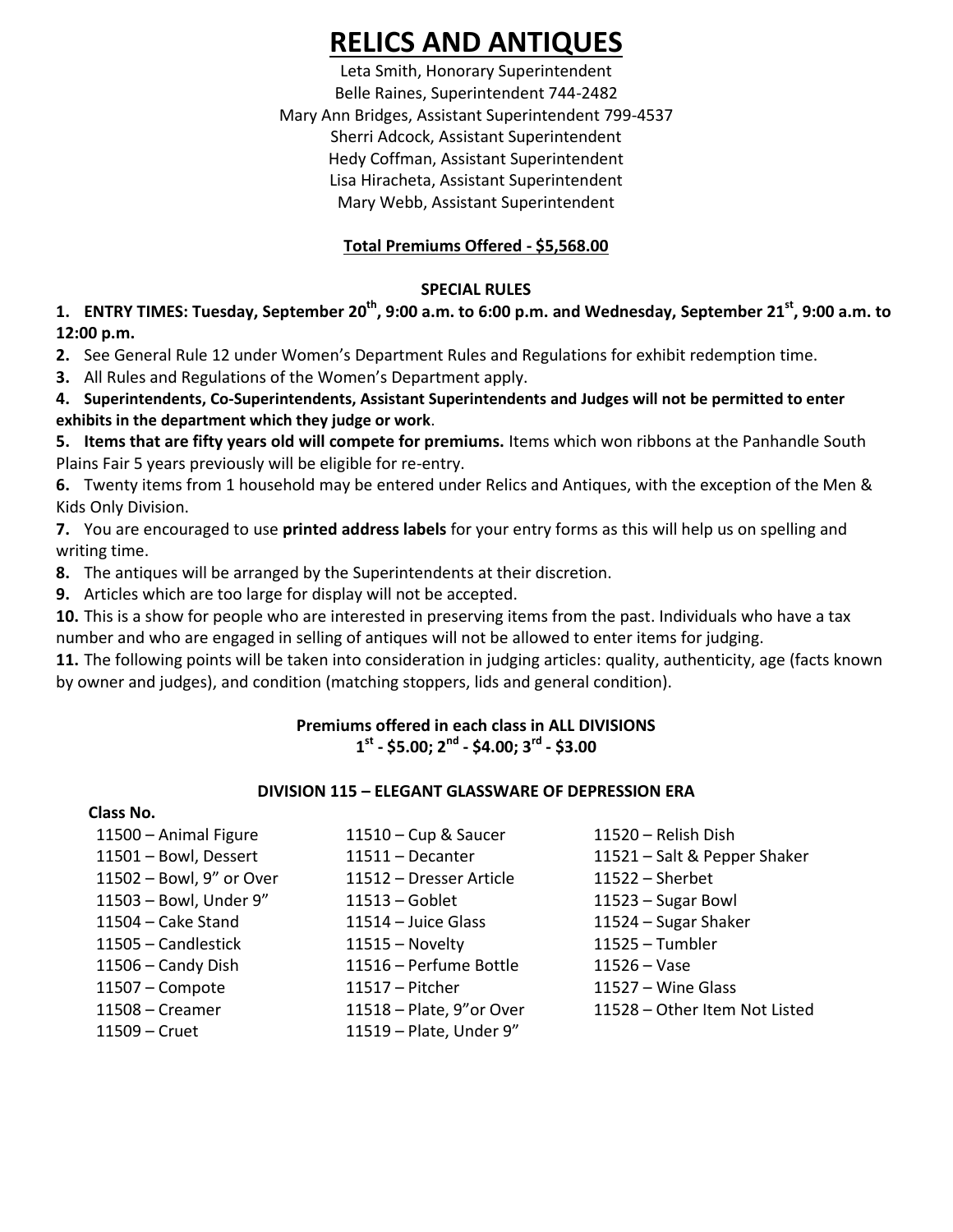# RELICS AND ANTIQUES

Leta Smith, Honorary Superintendent
Belle Raines, Superintendent 744-2482
Mary Ann Bridges, Assistant Superintendent 799-4537
Sherri Adcock, Assistant Superintendent
Hedy Coffman, Assistant Superintendent
Lisa Hiracheta, Assistant Superintendent
Mary Webb, Assistant Superintendent

**Total Premiums Offered - $5,568.00**

**SPECIAL RULES**

1. **ENTRY TIMES: Tuesday, September 20th, 9:00 a.m. to 6:00 p.m. and Wednesday, September 21st, 9:00 a.m. to 12:00 p.m.**
2. See General Rule 12 under Women's Department Rules and Regulations for exhibit redemption time.
3. All Rules and Regulations of the Women's Department apply.
4. **Superintendents, Co-Superintendents, Assistant Superintendents and Judges will not be permitted to enter exhibits in the department which they judge or work**.
5. **Items that are fifty years old will compete for premiums.** Items which won ribbons at the Panhandle South Plains Fair 5 years previously will be eligible for re-entry.
6. Twenty items from 1 household may be entered under Relics and Antiques, with the exception of the Men & Kids Only Division.
7. You are encouraged to use **printed address labels** for your entry forms as this will help us on spelling and writing time.
8. The antiques will be arranged by the Superintendents at their discretion.
9. Articles which are too large for display will not be accepted.
10. This is a show for people who are interested in preserving items from the past. Individuals who have a tax number and who are engaged in selling of antiques will not be allowed to enter items for judging.
11. The following points will be taken into consideration in judging articles: quality, authenticity, age (facts known by owner and judges), and condition (matching stoppers, lids and general condition).

**Premiums offered in each class in ALL DIVISIONS**
**1st - $5.00; 2nd - $4.00; 3rd - $3.00**

**DIVISION 115 – ELEGANT GLASSWARE OF DEPRESSION ERA**

**Class No.**

11500 – Animal Figure
11501 – Bowl, Dessert
11502 – Bowl, 9" or Over
11503 – Bowl, Under 9"
11504 – Cake Stand
11505 – Candlestick
11506 – Candy Dish
11507 – Compote
11508 – Creamer
11509 – Cruet
11510 – Cup & Saucer
11511 – Decanter
11512 – Dresser Article
11513 – Goblet
11514 – Juice Glass
11515 – Novelty
11516 – Perfume Bottle
11517 – Pitcher
11518 – Plate, 9"or Over
11519 – Plate, Under 9"
11520 – Relish Dish
11521 – Salt & Pepper Shaker
11522 – Sherbet
11523 – Sugar Bowl
11524 – Sugar Shaker
11525 – Tumbler
11526 – Vase
11527 – Wine Glass
11528 – Other Item Not Listed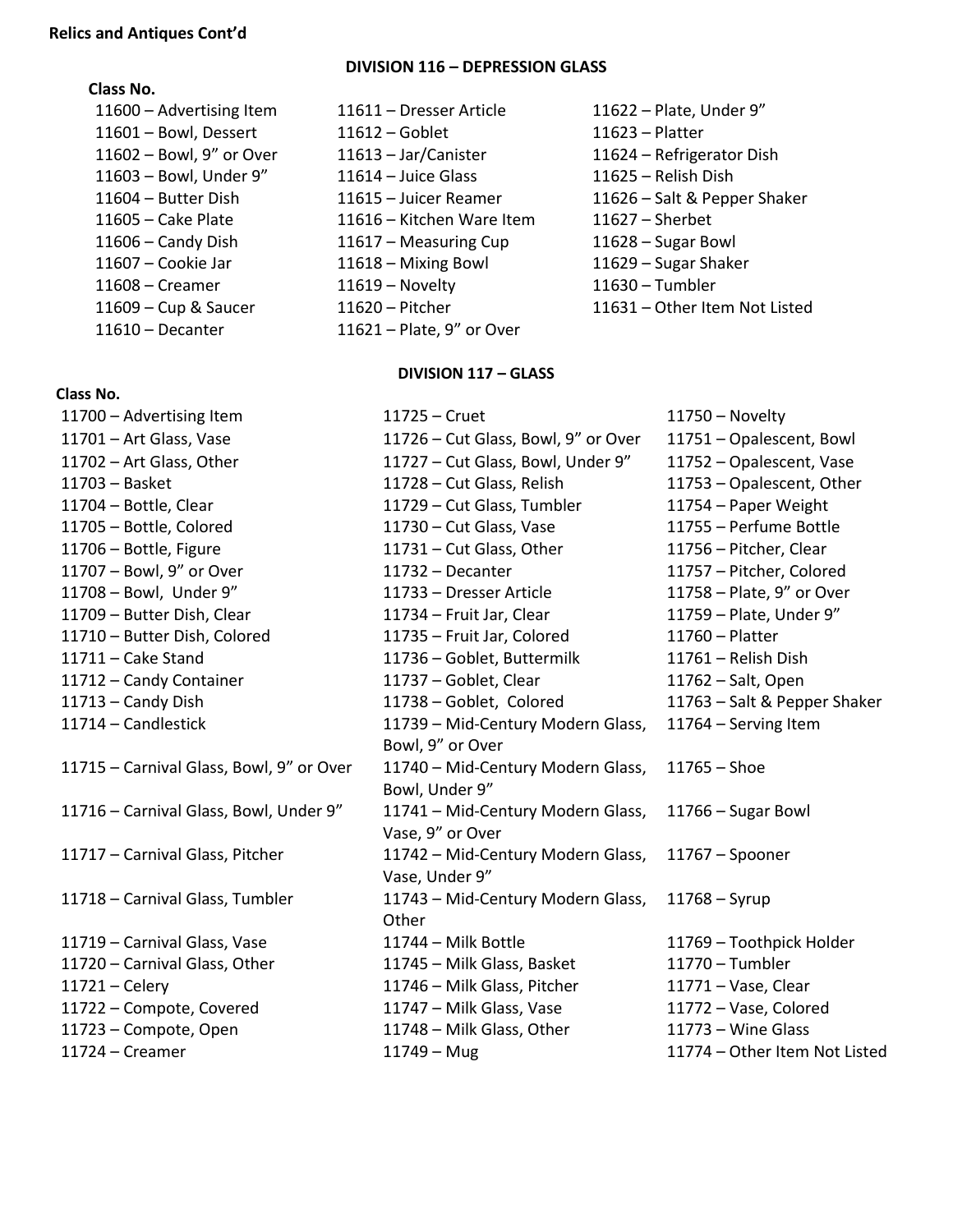**Relics and Antiques Cont'd**

## DIVISION 116 – DEPRESSION GLASS

**Class No.**

- 11600 – Advertising Item
- 11601 – Bowl, Dessert
- 11602 – Bowl, 9" or Over
- 11603 – Bowl, Under 9"
- 11604 – Butter Dish
- 11605 – Cake Plate
- 11606 – Candy Dish
- 11607 – Cookie Jar
- 11608 – Creamer
- 11609 – Cup & Saucer
- 11610 – Decanter
- 11611 – Dresser Article
- 11612 – Goblet
- 11613 – Jar/Canister
- 11614 – Juice Glass
- 11615 – Juicer Reamer
- 11616 – Kitchen Ware Item
- 11617 – Measuring Cup
- 11618 – Mixing Bowl
- 11619 – Novelty
- 11620 – Pitcher
- 11621 – Plate, 9" or Over
- 11622 – Plate, Under 9"
- 11623 – Platter
- 11624 – Refrigerator Dish
- 11625 – Relish Dish
- 11626 – Salt & Pepper Shaker
- 11627 – Sherbet
- 11628 – Sugar Bowl
- 11629 – Sugar Shaker
- 11630 – Tumbler
- 11631 – Other Item Not Listed

## DIVISION 117 – GLASS

**Class No.**

- 11700 – Advertising Item
- 11701 – Art Glass, Vase
- 11702 – Art Glass, Other
- 11703 – Basket
- 11704 – Bottle, Clear
- 11705 – Bottle, Colored
- 11706 – Bottle, Figure
- 11707 – Bowl, 9" or Over
- 11708 – Bowl, Under 9"
- 11709 – Butter Dish, Clear
- 11710 – Butter Dish, Colored
- 11711 – Cake Stand
- 11712 – Candy Container
- 11713 – Candy Dish
- 11714 – Candlestick
- 11715 – Carnival Glass, Bowl, 9" or Over
- 11716 – Carnival Glass, Bowl, Under 9"
- 11717 – Carnival Glass, Pitcher
- 11718 – Carnival Glass, Tumbler
- 11719 – Carnival Glass, Vase
- 11720 – Carnival Glass, Other
- 11721 – Celery
- 11722 – Compote, Covered
- 11723 – Compote, Open
- 11724 – Creamer
- 11725 – Cruet
- 11726 – Cut Glass, Bowl, 9" or Over
- 11727 – Cut Glass, Bowl, Under 9"
- 11728 – Cut Glass, Relish
- 11729 – Cut Glass, Tumbler
- 11730 – Cut Glass, Vase
- 11731 – Cut Glass, Other
- 11732 – Decanter
- 11733 – Dresser Article
- 11734 – Fruit Jar, Clear
- 11735 – Fruit Jar, Colored
- 11736 – Goblet, Buttermilk
- 11737 – Goblet, Clear
- 11738 – Goblet, Colored
- 11739 – Mid-Century Modern Glass, Bowl, 9" or Over
- 11740 – Mid-Century Modern Glass, Bowl, Under 9"
- 11741 – Mid-Century Modern Glass, Vase, 9" or Over
- 11742 – Mid-Century Modern Glass, Vase, Under 9"
- 11743 – Mid-Century Modern Glass, Other
- 11744 – Milk Bottle
- 11745 – Milk Glass, Basket
- 11746 – Milk Glass, Pitcher
- 11747 – Milk Glass, Vase
- 11748 – Milk Glass, Other
- 11749 – Mug
- 11750 – Novelty
- 11751 – Opalescent, Bowl
- 11752 – Opalescent, Vase
- 11753 – Opalescent, Other
- 11754 – Paper Weight
- 11755 – Perfume Bottle
- 11756 – Pitcher, Clear
- 11757 – Pitcher, Colored
- 11758 – Plate, 9" or Over
- 11759 – Plate, Under 9"
- 11760 – Platter
- 11761 – Relish Dish
- 11762 – Salt, Open
- 11763 – Salt & Pepper Shaker
- 11764 – Serving Item
- 11765 – Shoe
- 11766 – Sugar Bowl
- 11767 – Spooner
- 11768 – Syrup
- 11769 – Toothpick Holder
- 11770 – Tumbler
- 11771 – Vase, Clear
- 11772 – Vase, Colored
- 11773 – Wine Glass
- 11774 – Other Item Not Listed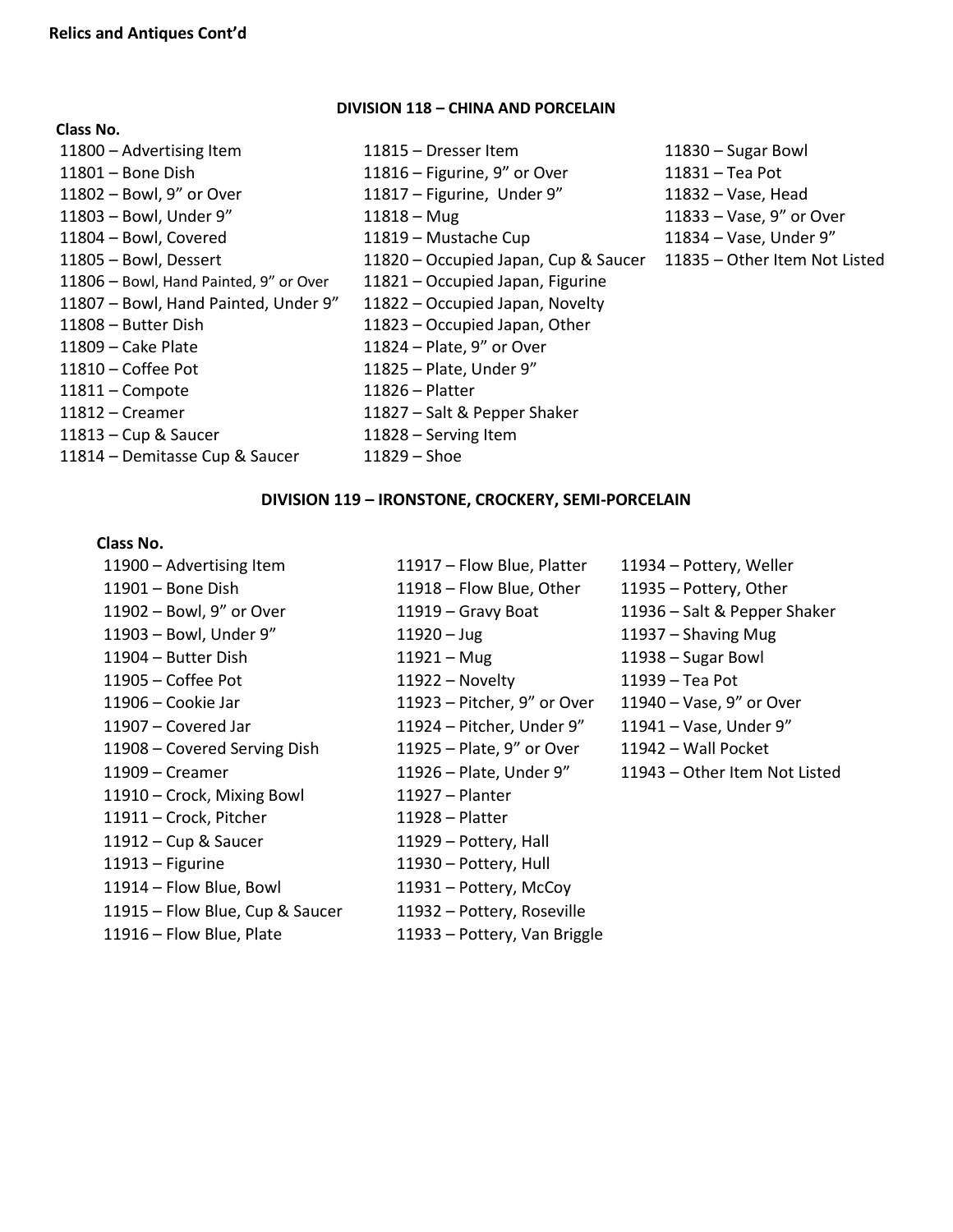**Relics and Antiques Cont'd**

## DIVISION 118 – CHINA AND PORCELAIN

**Class No.**

11800 – Advertising Item
11801 – Bone Dish
11802 – Bowl, 9" or Over
11803 – Bowl, Under 9"
11804 – Bowl, Covered
11805 – Bowl, Dessert
11806 – Bowl, Hand Painted, 9" or Over
11807 – Bowl, Hand Painted, Under 9"
11808 – Butter Dish
11809 – Cake Plate
11810 – Coffee Pot
11811 – Compote
11812 – Creamer
11813 – Cup & Saucer
11814 – Demitasse Cup & Saucer
11815 – Dresser Item
11816 – Figurine, 9" or Over
11817 – Figurine, Under 9"
11818 – Mug
11819 – Mustache Cup
11820 – Occupied Japan, Cup & Saucer
11821 – Occupied Japan, Figurine
11822 – Occupied Japan, Novelty
11823 – Occupied Japan, Other
11824 – Plate, 9" or Over
11825 – Plate, Under 9"
11826 – Platter
11827 – Salt & Pepper Shaker
11828 – Serving Item
11829 – Shoe
11830 – Sugar Bowl
11831 – Tea Pot
11832 – Vase, Head
11833 – Vase, 9" or Over
11834 – Vase, Under 9"
11835 – Other Item Not Listed

## DIVISION 119 – IRONSTONE, CROCKERY, SEMI-PORCELAIN

**Class No.**

11900 – Advertising Item
11901 – Bone Dish
11902 – Bowl, 9" or Over
11903 – Bowl, Under 9"
11904 – Butter Dish
11905 – Coffee Pot
11906 – Cookie Jar
11907 – Covered Jar
11908 – Covered Serving Dish
11909 – Creamer
11910 – Crock, Mixing Bowl
11911 – Crock, Pitcher
11912 – Cup & Saucer
11913 – Figurine
11914 – Flow Blue, Bowl
11915 – Flow Blue, Cup & Saucer
11916 – Flow Blue, Plate
11917 – Flow Blue, Platter
11918 – Flow Blue, Other
11919 – Gravy Boat
11920 – Jug
11921 – Mug
11922 – Novelty
11923 – Pitcher, 9" or Over
11924 – Pitcher, Under 9"
11925 – Plate, 9" or Over
11926 – Plate, Under 9"
11927 – Planter
11928 – Platter
11929 – Pottery, Hall
11930 – Pottery, Hull
11931 – Pottery, McCoy
11932 – Pottery, Roseville
11933 – Pottery, Van Briggle
11934 – Pottery, Weller
11935 – Pottery, Other
11936 – Salt & Pepper Shaker
11937 – Shaving Mug
11938 – Sugar Bowl
11939 – Tea Pot
11940 – Vase, 9" or Over
11941 – Vase, Under 9"
11942 – Wall Pocket
11943 – Other Item Not Listed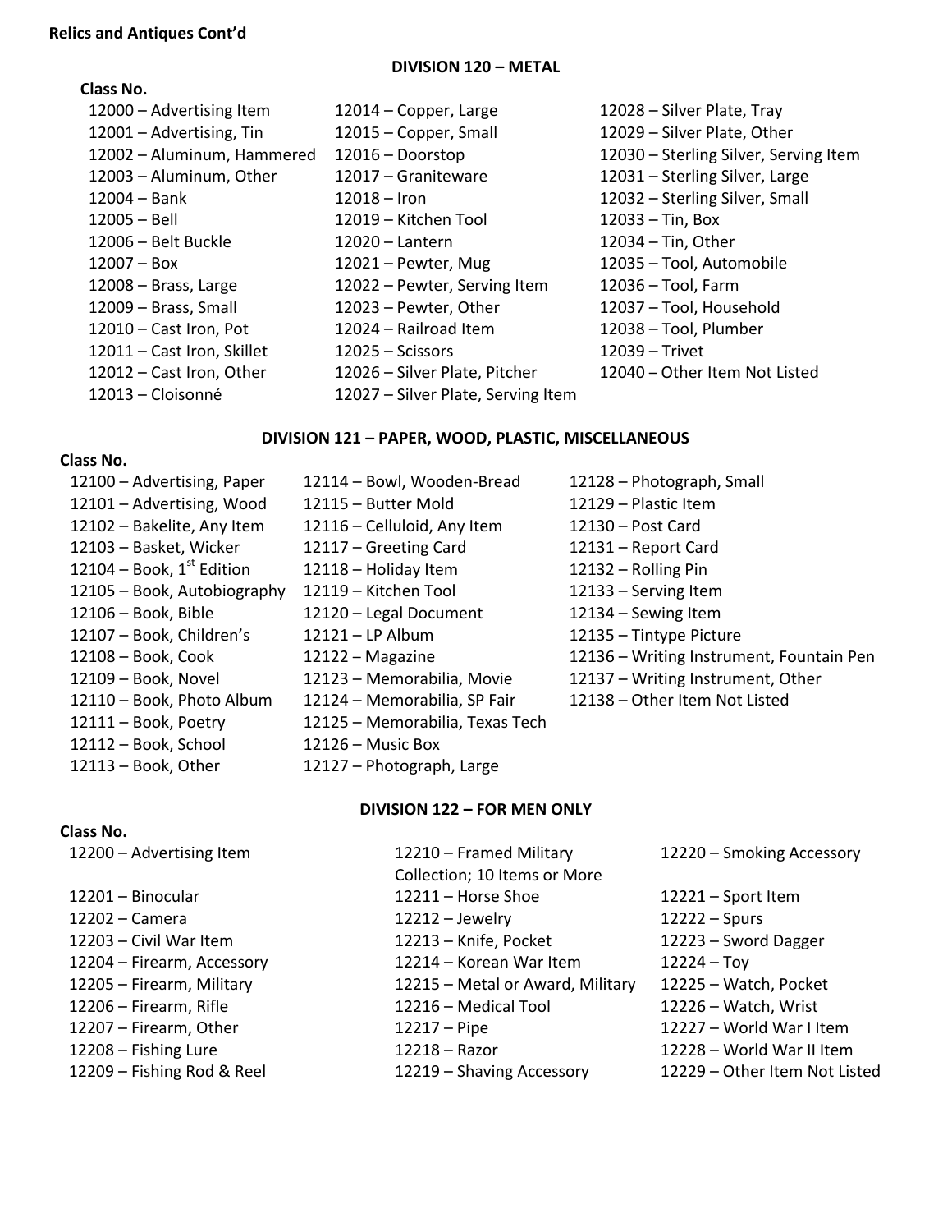**Relics and Antiques Cont'd**

## DIVISION 120 – METAL

**Class No.**

- 12000 – Advertising Item
- 12001 – Advertising, Tin
- 12002 – Aluminum, Hammered
- 12003 – Aluminum, Other
- 12004 – Bank
- 12005 – Bell
- 12006 – Belt Buckle
- 12007 – Box
- 12008 – Brass, Large
- 12009 – Brass, Small
- 12010 – Cast Iron, Pot
- 12011 – Cast Iron, Skillet
- 12012 – Cast Iron, Other
- 12013 – Cloisonné
- 12014 – Copper, Large
- 12015 – Copper, Small
- 12016 – Doorstop
- 12017 – Graniteware
- 12018 – Iron
- 12019 – Kitchen Tool
- 12020 – Lantern
- 12021 – Pewter, Mug
- 12022 – Pewter, Serving Item
- 12023 – Pewter, Other
- 12024 – Railroad Item
- 12025 – Scissors
- 12026 – Silver Plate, Pitcher
- 12027 – Silver Plate, Serving Item
- 12028 – Silver Plate, Tray
- 12029 – Silver Plate, Other
- 12030 – Sterling Silver, Serving Item
- 12031 – Sterling Silver, Large
- 12032 – Sterling Silver, Small
- 12033 – Tin, Box
- 12034 – Tin, Other
- 12035 – Tool, Automobile
- 12036 – Tool, Farm
- 12037 – Tool, Household
- 12038 – Tool, Plumber
- 12039 – Trivet
- 12040 – Other Item Not Listed

## DIVISION 121 – PAPER, WOOD, PLASTIC, MISCELLANEOUS

**Class No.**

- 12100 – Advertising, Paper
- 12101 – Advertising, Wood
- 12102 – Bakelite, Any Item
- 12103 – Basket, Wicker
- 12104 – Book, 1st Edition
- 12105 – Book, Autobiography
- 12106 – Book, Bible
- 12107 – Book, Children's
- 12108 – Book, Cook
- 12109 – Book, Novel
- 12110 – Book, Photo Album
- 12111 – Book, Poetry
- 12112 – Book, School
- 12113 – Book, Other
- 12114 – Bowl, Wooden-Bread
- 12115 – Butter Mold
- 12116 – Celluloid, Any Item
- 12117 – Greeting Card
- 12118 – Holiday Item
- 12119 – Kitchen Tool
- 12120 – Legal Document
- 12121 – LP Album
- 12122 – Magazine
- 12123 – Memorabilia, Movie
- 12124 – Memorabilia, SP Fair
- 12125 – Memorabilia, Texas Tech
- 12126 – Music Box
- 12127 – Photograph, Large
- 12128 – Photograph, Small
- 12129 – Plastic Item
- 12130 – Post Card
- 12131 – Report Card
- 12132 – Rolling Pin
- 12133 – Serving Item
- 12134 – Sewing Item
- 12135 – Tintype Picture
- 12136 – Writing Instrument, Fountain Pen
- 12137 – Writing Instrument, Other
- 12138 – Other Item Not Listed

## DIVISION 122 – FOR MEN ONLY

**Class No.**

- 12200 – Advertising Item
- 12201 – Binocular
- 12202 – Camera
- 12203 – Civil War Item
- 12204 – Firearm, Accessory
- 12205 – Firearm, Military
- 12206 – Firearm, Rifle
- 12207 – Firearm, Other
- 12208 – Fishing Lure
- 12209 – Fishing Rod & Reel
- 12210 – Framed Military Collection; 10 Items or More
- 12211 – Horse Shoe
- 12212 – Jewelry
- 12213 – Knife, Pocket
- 12214 – Korean War Item
- 12215 – Metal or Award, Military
- 12216 – Medical Tool
- 12217 – Pipe
- 12218 – Razor
- 12219 – Shaving Accessory
- 12220 – Smoking Accessory
- 12221 – Sport Item
- 12222 – Spurs
- 12223 – Sword Dagger
- 12224 – Toy
- 12225 – Watch, Pocket
- 12226 – Watch, Wrist
- 12227 – World War I Item
- 12228 – World War II Item
- 12229 – Other Item Not Listed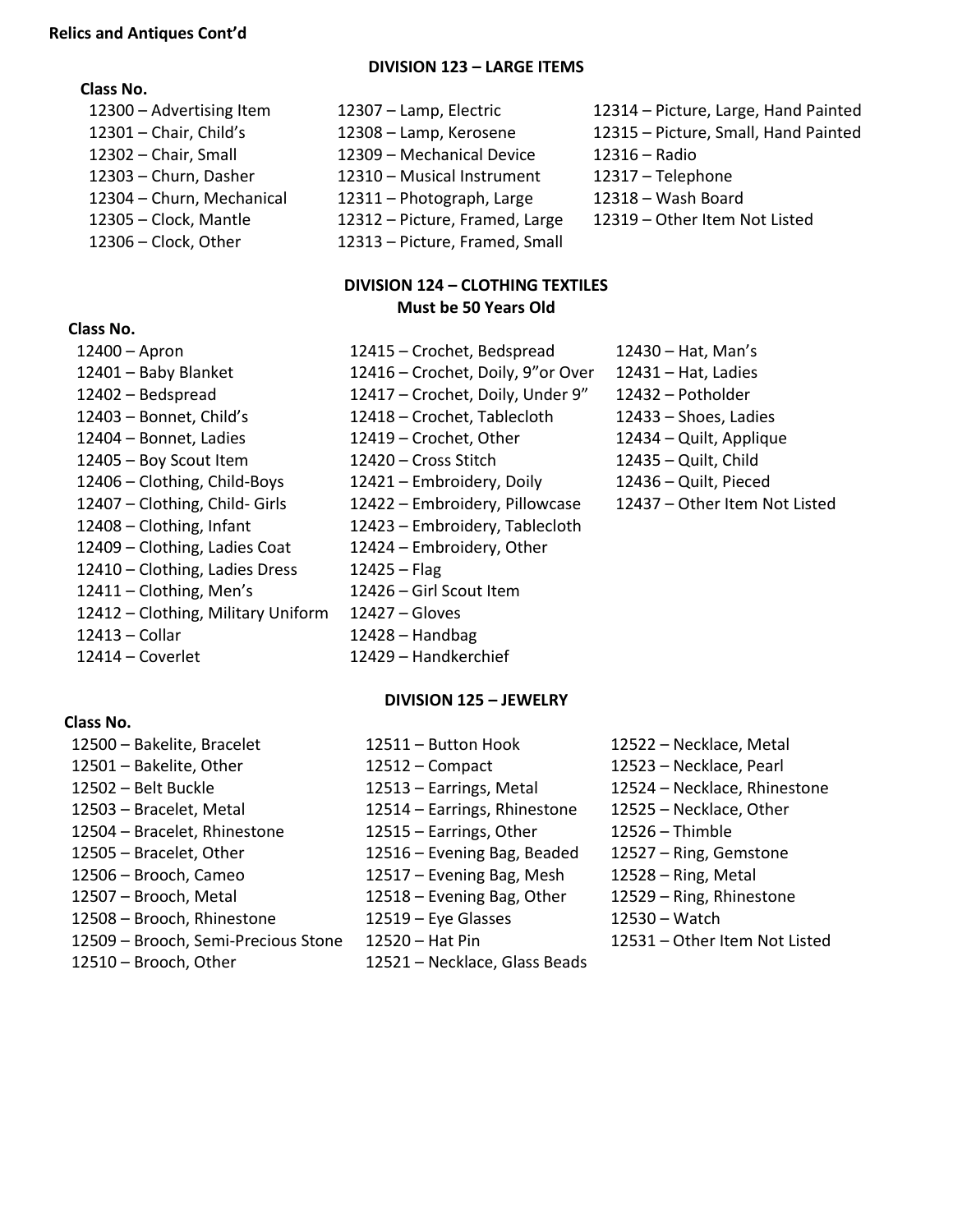**Relics and Antiques Cont'd**

## DIVISION 123 – LARGE ITEMS

**Class No.**

- 12300 – Advertising Item
- 12301 – Chair, Child's
- 12302 – Chair, Small
- 12303 – Churn, Dasher
- 12304 – Churn, Mechanical
- 12305 – Clock, Mantle
- 12306 – Clock, Other
- 12307 – Lamp, Electric
- 12308 – Lamp, Kerosene
- 12309 – Mechanical Device
- 12310 – Musical Instrument
- 12311 – Photograph, Large
- 12312 – Picture, Framed, Large
- 12313 – Picture, Framed, Small
- 12314 – Picture, Large, Hand Painted
- 12315 – Picture, Small, Hand Painted
- 12316 – Radio
- 12317 – Telephone
- 12318 – Wash Board
- 12319 – Other Item Not Listed

## DIVISION 124 – CLOTHING TEXTILES
**Must be 50 Years Old**

**Class No.**

- 12400 – Apron
- 12401 – Baby Blanket
- 12402 – Bedspread
- 12403 – Bonnet, Child's
- 12404 – Bonnet, Ladies
- 12405 – Boy Scout Item
- 12406 – Clothing, Child-Boys
- 12407 – Clothing, Child- Girls
- 12408 – Clothing, Infant
- 12409 – Clothing, Ladies Coat
- 12410 – Clothing, Ladies Dress
- 12411 – Clothing, Men's
- 12412 – Clothing, Military Uniform
- 12413 – Collar
- 12414 – Coverlet
- 12415 – Crochet, Bedspread
- 12416 – Crochet, Doily, 9"or Over
- 12417 – Crochet, Doily, Under 9"
- 12418 – Crochet, Tablecloth
- 12419 – Crochet, Other
- 12420 – Cross Stitch
- 12421 – Embroidery, Doily
- 12422 – Embroidery, Pillowcase
- 12423 – Embroidery, Tablecloth
- 12424 – Embroidery, Other
- 12425 – Flag
- 12426 – Girl Scout Item
- 12427 – Gloves
- 12428 – Handbag
- 12429 – Handkerchief
- 12430 – Hat, Man's
- 12431 – Hat, Ladies
- 12432 – Potholder
- 12433 – Shoes, Ladies
- 12434 – Quilt, Applique
- 12435 – Quilt, Child
- 12436 – Quilt, Pieced
- 12437 – Other Item Not Listed

## DIVISION 125 – JEWELRY

**Class No.**

- 12500 – Bakelite, Bracelet
- 12501 – Bakelite, Other
- 12502 – Belt Buckle
- 12503 – Bracelet, Metal
- 12504 – Bracelet, Rhinestone
- 12505 – Bracelet, Other
- 12506 – Brooch, Cameo
- 12507 – Brooch, Metal
- 12508 – Brooch, Rhinestone
- 12509 – Brooch, Semi-Precious Stone
- 12510 – Brooch, Other
- 12511 – Button Hook
- 12512 – Compact
- 12513 – Earrings, Metal
- 12514 – Earrings, Rhinestone
- 12515 – Earrings, Other
- 12516 – Evening Bag, Beaded
- 12517 – Evening Bag, Mesh
- 12518 – Evening Bag, Other
- 12519 – Eye Glasses
- 12520 – Hat Pin
- 12521 – Necklace, Glass Beads
- 12522 – Necklace, Metal
- 12523 – Necklace, Pearl
- 12524 – Necklace, Rhinestone
- 12525 – Necklace, Other
- 12526 – Thimble
- 12527 – Ring, Gemstone
- 12528 – Ring, Metal
- 12529 – Ring, Rhinestone
- 12530 – Watch
- 12531 – Other Item Not Listed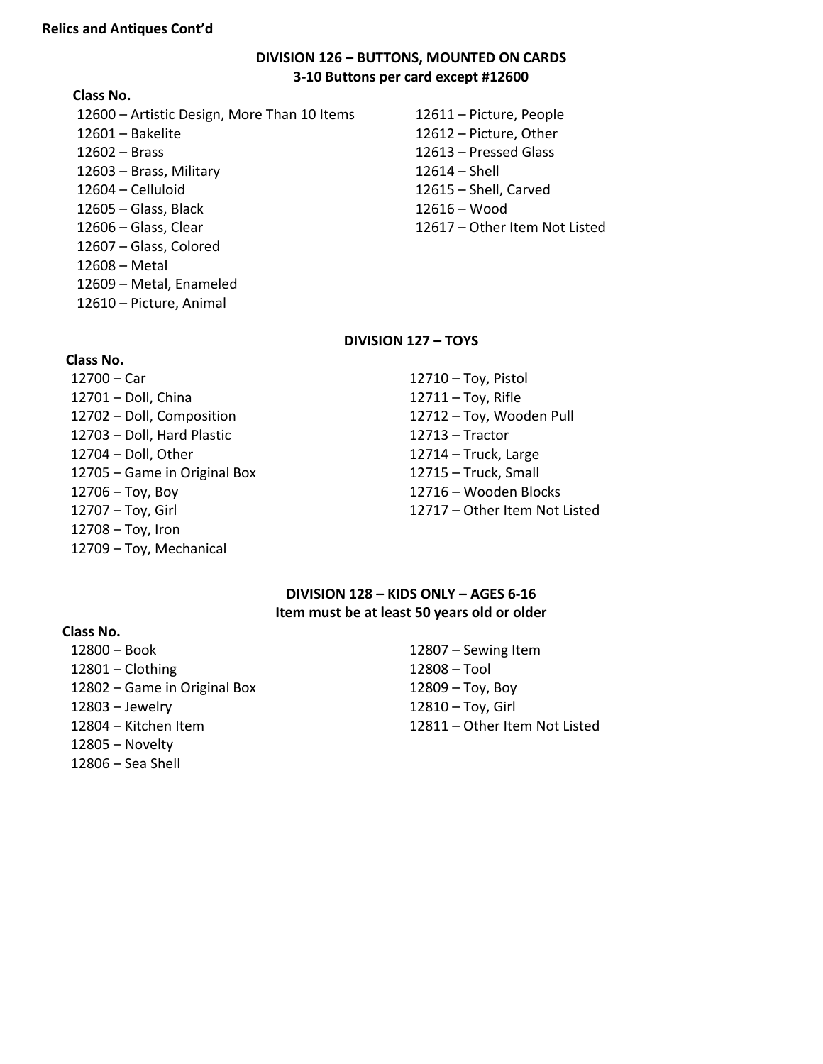**Relics and Antiques Cont'd**

## DIVISION 126 – BUTTONS, MOUNTED ON CARDS

**3-10 Buttons per card except #12600**

**Class No.**

12600 – Artistic Design, More Than 10 Items
12601 – Bakelite
12602 – Brass
12603 – Brass, Military
12604 – Celluloid
12605 – Glass, Black
12606 – Glass, Clear
12607 – Glass, Colored
12608 – Metal
12609 – Metal, Enameled
12610 – Picture, Animal
12611 – Picture, People
12612 – Picture, Other
12613 – Pressed Glass
12614 – Shell
12615 – Shell, Carved
12616 – Wood
12617 – Other Item Not Listed

## DIVISION 127 – TOYS

**Class No.**

12700 – Car
12701 – Doll, China
12702 – Doll, Composition
12703 – Doll, Hard Plastic
12704 – Doll, Other
12705 – Game in Original Box
12706 – Toy, Boy
12707 – Toy, Girl
12708 – Toy, Iron
12709 – Toy, Mechanical
12710 – Toy, Pistol
12711 – Toy, Rifle
12712 – Toy, Wooden Pull
12713 – Tractor
12714 – Truck, Large
12715 – Truck, Small
12716 – Wooden Blocks
12717 – Other Item Not Listed

## DIVISION 128 – KIDS ONLY – AGES 6-16

**Item must be at least 50 years old or older**

**Class No.**

12800 – Book
12801 – Clothing
12802 – Game in Original Box
12803 – Jewelry
12804 – Kitchen Item
12805 – Novelty
12806 – Sea Shell
12807 – Sewing Item
12808 – Tool
12809 – Toy, Boy
12810 – Toy, Girl
12811 – Other Item Not Listed